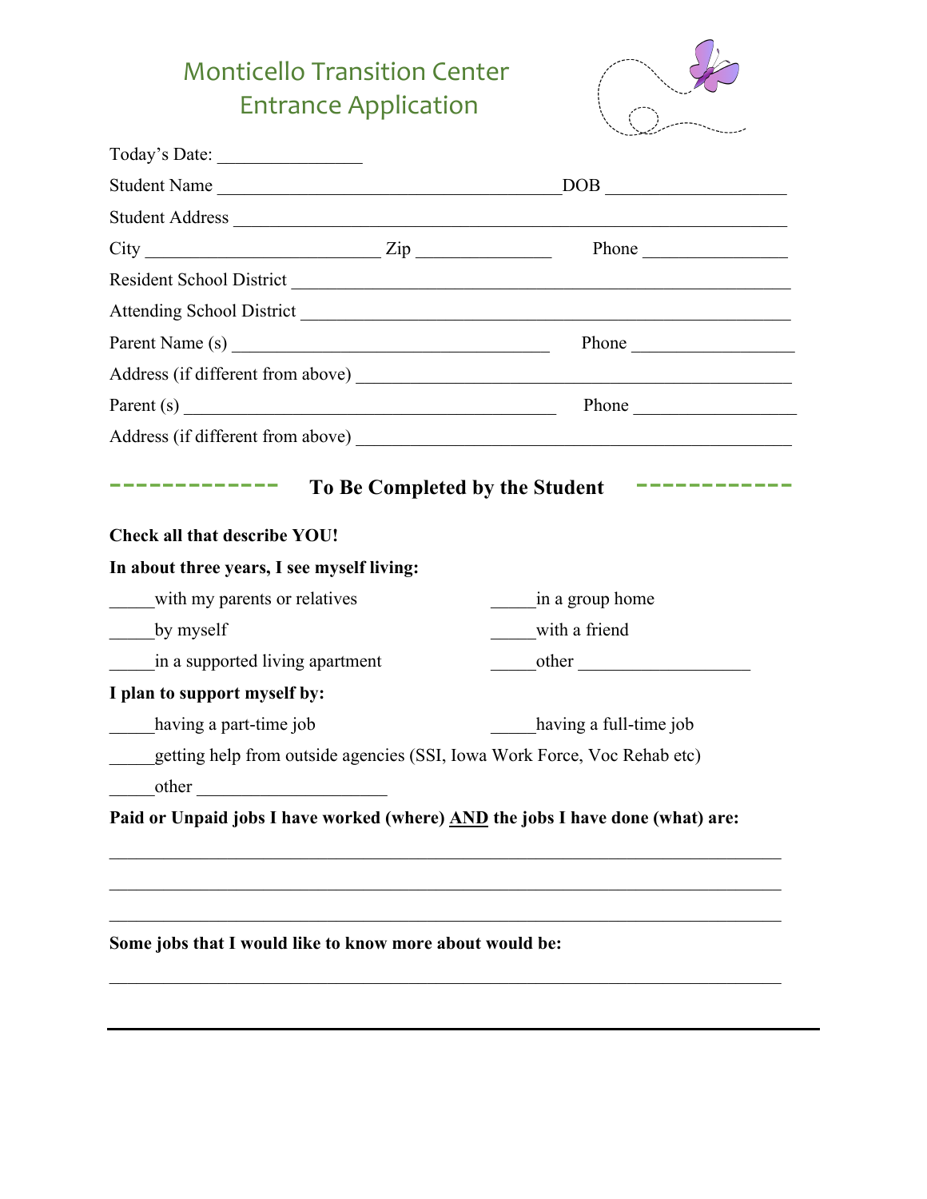# Monticello Transition Center
# Entrance Application

Today's Date: ________________

Student Name ______________________________________DOB ____________________

Student Address ______________________________________________________________

City __________________________ Zip _______________ Phone ________________

Resident School District ______________________________________________________

Attending School District _____________________________________________________

Parent Name (s) ___________________________________ Phone __________________

Address (if different from above) _______________________________________________

Parent (s) _________________________________________ Phone __________________

Address (if different from above) _______________________________________________

## ------------- To Be Completed by the Student ------------

**Check all that describe YOU!**

**In about three years, I see myself living:**

_____with my parents or relatives

_____in a group home

_____by myself

_____with a friend

_____in a supported living apartment

_____other ___________________

**I plan to support myself by:**

_____having a part-time job

_____having a full-time job

_____getting help from outside agencies (SSI, Iowa Work Force, Voc Rehab etc)

_____other _____________________

**Paid or Unpaid jobs I have worked (where) <u>AND</u> the jobs I have done (what) are:**

___________________________________________________________________________

___________________________________________________________________________

___________________________________________________________________________

**Some jobs that I would like to know more about would be:**

___________________________________________________________________________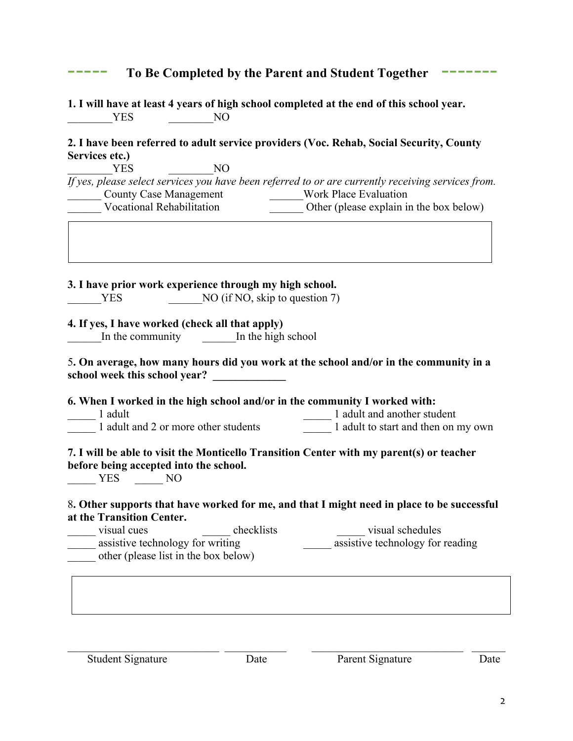## ----- To Be Completed by the Parent and Student Together -------

**1. I will have at least 4 years of high school completed at the end of this school year.**

________YES ________NO

**2. I have been referred to adult service providers (Voc. Rehab, Social Security, County Services etc.)**

________YES ________NO

*If yes, please select services you have been referred to or are currently receiving services from.*

______ County Case Management ______Work Place Evaluation

______ Vocational Rehabilitation ______ Other (please explain in the box below)

|  |
|---|
|  |

**3. I have prior work experience through my high school.**

______YES ______NO (if NO, skip to question 7)

**4. If yes, I have worked (check all that apply)**

______In the community ______In the high school

5**. On average, how many hours did you work at the school and/or in the community in a school week this school year? ____________**

**6. When I worked in the high school and/or in the community I worked with:**

_____ 1 adult _____ 1 adult and another student

_____ 1 adult and 2 or more other students _____ 1 adult to start and then on my own

**7. I will be able to visit the Monticello Transition Center with my parent(s) or teacher before being accepted into the school.**

_____ YES _____ NO

8**. Other supports that have worked for me, and that I might need in place to be successful at the Transition Center.**

_____ visual cues _____ checklists _____ visual schedules

_____ assistive technology for writing _____ assistive technology for reading

_____ other (please list in the box below)

|  |
|---|
|  |

_________________________ __________ _________________________ _____

Student Signature Date Parent Signature Date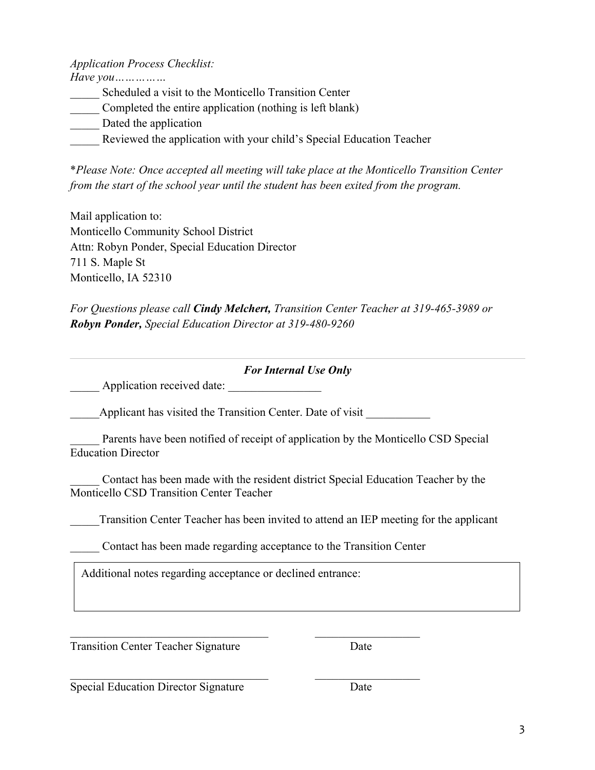*Application Process Checklist:*
*Have you……………*

_____ Scheduled a visit to the Monticello Transition Center
_____ Completed the entire application (nothing is left blank)
_____ Dated the application
_____ Reviewed the application with your child's Special Education Teacher

*\*Please Note: Once accepted all meeting will take place at the Monticello Transition Center from the start of the school year until the student has been exited from the program.*

Mail application to:
Monticello Community School District
Attn: Robyn Ponder, Special Education Director
711 S. Maple St
Monticello, IA 52310

*For Questions please call **Cindy Melchert,** Transition Center Teacher at 319-465-3989 or **Robyn Ponder,** Special Education Director at 319-480-9260*

---

***For Internal Use Only***

_____ Application received date: ________________

_____Applicant has visited the Transition Center. Date of visit ___________

_____ Parents have been notified of receipt of application by the Monticello CSD Special Education Director

_____ Contact has been made with the resident district Special Education Teacher by the Monticello CSD Transition Center Teacher

_____Transition Center Teacher has been invited to attend an IEP meeting for the applicant

_____ Contact has been made regarding acceptance to the Transition Center

Additional notes regarding acceptance or declined entrance:

___________________________________ __________________
Transition Center Teacher Signature Date

___________________________________ __________________
Special Education Director Signature Date